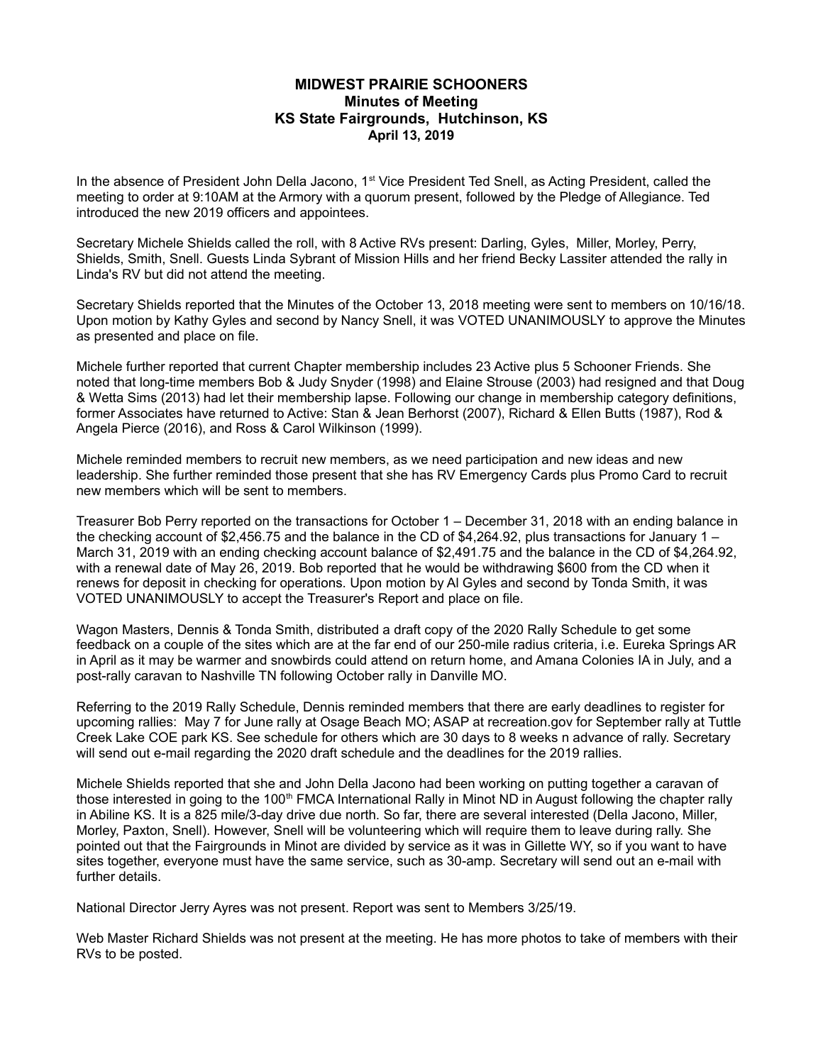# MIDWEST PRAIRIE SCHOONERS
## Minutes of Meeting
## KS State Fairgrounds, Hutchinson, KS
### April 13, 2019

In the absence of President John Della Jacono, 1st Vice President Ted Snell, as Acting President, called the meeting to order at 9:10AM at the Armory with a quorum present, followed by the Pledge of Allegiance. Ted introduced the new 2019 officers and appointees.

Secretary Michele Shields called the roll, with 8 Active RVs present: Darling, Gyles, Miller, Morley, Perry, Shields, Smith, Snell. Guests Linda Sybrant of Mission Hills and her friend Becky Lassiter attended the rally in Linda's RV but did not attend the meeting.

Secretary Shields reported that the Minutes of the October 13, 2018 meeting were sent to members on 10/16/18. Upon motion by Kathy Gyles and second by Nancy Snell, it was VOTED UNANIMOUSLY to approve the Minutes as presented and place on file.

Michele further reported that current Chapter membership includes 23 Active plus 5 Schooner Friends. She noted that long-time members Bob & Judy Snyder (1998) and Elaine Strouse (2003) had resigned and that Doug & Wetta Sims (2013) had let their membership lapse. Following our change in membership category definitions, former Associates have returned to Active: Stan & Jean Berhorst (2007), Richard & Ellen Butts (1987), Rod & Angela Pierce (2016), and Ross & Carol Wilkinson (1999).

Michele reminded members to recruit new members, as we need participation and new ideas and new leadership. She further reminded those present that she has RV Emergency Cards plus Promo Card to recruit new members which will be sent to members.

Treasurer Bob Perry reported on the transactions for October 1 – December 31, 2018 with an ending balance in the checking account of $2,456.75 and the balance in the CD of $4,264.92, plus transactions for January 1 – March 31, 2019 with an ending checking account balance of $2,491.75 and the balance in the CD of $4,264.92, with a renewal date of May 26, 2019. Bob reported that he would be withdrawing $600 from the CD when it renews for deposit in checking for operations. Upon motion by Al Gyles and second by Tonda Smith, it was VOTED UNANIMOUSLY to accept the Treasurer's Report and place on file.

Wagon Masters, Dennis & Tonda Smith, distributed a draft copy of the 2020 Rally Schedule to get some feedback on a couple of the sites which are at the far end of our 250-mile radius criteria, i.e. Eureka Springs AR in April as it may be warmer and snowbirds could attend on return home, and Amana Colonies IA in July, and a post-rally caravan to Nashville TN following October rally in Danville MO.

Referring to the 2019 Rally Schedule, Dennis reminded members that there are early deadlines to register for upcoming rallies: May 7 for June rally at Osage Beach MO; ASAP at recreation.gov for September rally at Tuttle Creek Lake COE park KS. See schedule for others which are 30 days to 8 weeks n advance of rally. Secretary will send out e-mail regarding the 2020 draft schedule and the deadlines for the 2019 rallies.

Michele Shields reported that she and John Della Jacono had been working on putting together a caravan of those interested in going to the 100th FMCA International Rally in Minot ND in August following the chapter rally in Abiline KS. It is a 825 mile/3-day drive due north. So far, there are several interested (Della Jacono, Miller, Morley, Paxton, Snell). However, Snell will be volunteering which will require them to leave during rally. She pointed out that the Fairgrounds in Minot are divided by service as it was in Gillette WY, so if you want to have sites together, everyone must have the same service, such as 30-amp. Secretary will send out an e-mail with further details.

National Director Jerry Ayres was not present. Report was sent to Members 3/25/19.

Web Master Richard Shields was not present at the meeting. He has more photos to take of members with their RVs to be posted.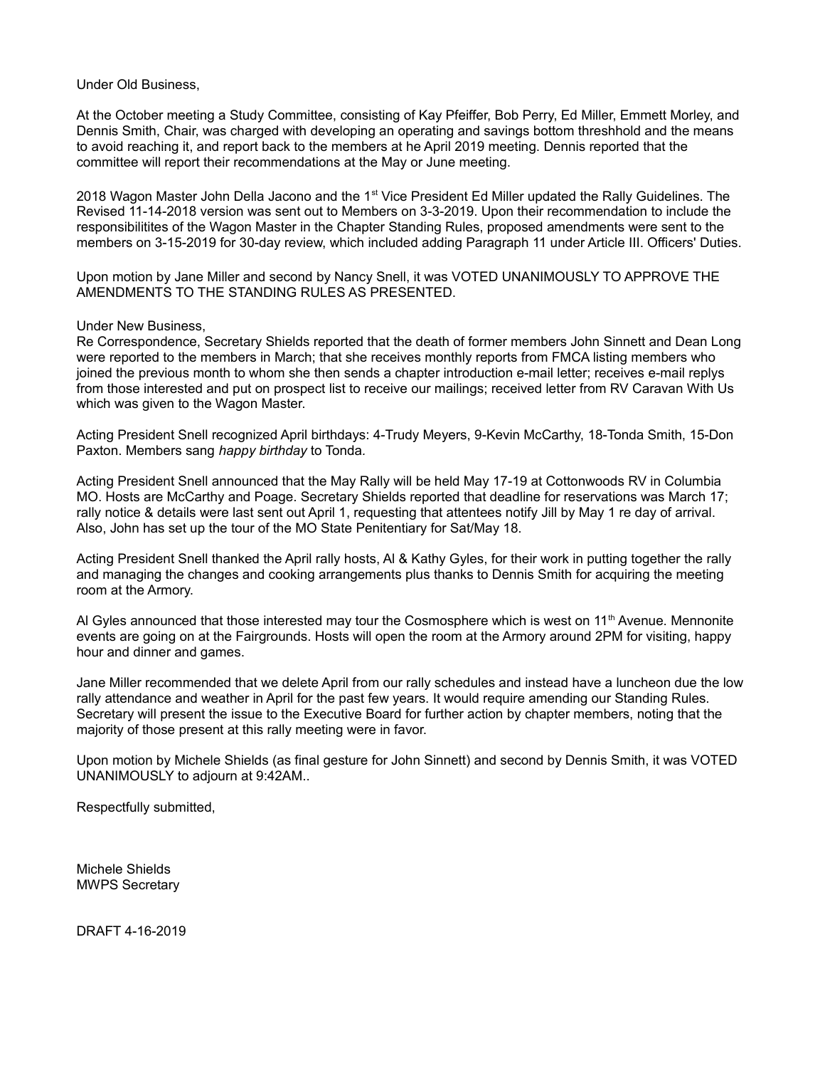Under Old Business,

At the October meeting a Study Committee, consisting of Kay Pfeiffer, Bob Perry, Ed Miller, Emmett Morley, and Dennis Smith, Chair, was charged with developing an operating and savings bottom threshhold and the means to avoid reaching it, and report back to the members at he April 2019 meeting. Dennis reported that the committee will report their recommendations at the May or June meeting.

2018 Wagon Master John Della Jacono and the 1st Vice President Ed Miller updated the Rally Guidelines. The Revised 11-14-2018 version was sent out to Members on 3-3-2019. Upon their recommendation to include the responsibilitites of the Wagon Master in the Chapter Standing Rules, proposed amendments were sent to the members on 3-15-2019 for 30-day review, which included adding Paragraph 11 under Article III. Officers' Duties.

Upon motion by Jane Miller and second by Nancy Snell, it was VOTED UNANIMOUSLY TO APPROVE THE AMENDMENTS TO THE STANDING RULES AS PRESENTED.

Under New Business,
Re Correspondence, Secretary Shields reported that the death of former members John Sinnett and Dean Long were reported to the members in March; that she receives monthly reports from FMCA listing members who joined the previous month to whom she then sends a chapter introduction e-mail letter; receives e-mail replys from those interested and put on prospect list to receive our mailings; received letter from RV Caravan With Us which was given to the Wagon Master.

Acting President Snell recognized April birthdays: 4-Trudy Meyers, 9-Kevin McCarthy, 18-Tonda Smith, 15-Don Paxton. Members sang *happy birthday* to Tonda.

Acting President Snell announced that the May Rally will be held May 17-19 at Cottonwoods RV in Columbia MO. Hosts are McCarthy and Poage. Secretary Shields reported that deadline for reservations was March 17; rally notice & details were last sent out April 1, requesting that attentees notify Jill by May 1 re day of arrival. Also, John has set up the tour of the MO State Penitentiary for Sat/May 18.

Acting President Snell thanked the April rally hosts, Al & Kathy Gyles, for their work in putting together the rally and managing the changes and cooking arrangements plus thanks to Dennis Smith for acquiring the meeting room at the Armory.

Al Gyles announced that those interested may tour the Cosmosphere which is west on 11th Avenue. Mennonite events are going on at the Fairgrounds. Hosts will open the room at the Armory around 2PM for visiting, happy hour and dinner and games.

Jane Miller recommended that we delete April from our rally schedules and instead have a luncheon due the low rally attendance and weather in April for the past few years. It would require amending our Standing Rules. Secretary will present the issue to the Executive Board for further action by chapter members, noting that the majority of those present at this rally meeting were in favor.

Upon motion by Michele Shields (as final gesture for John Sinnett) and second by Dennis Smith, it was VOTED UNANIMOUSLY to adjourn at 9:42AM..

Respectfully submitted,

Michele Shields
MWPS Secretary

DRAFT 4-16-2019